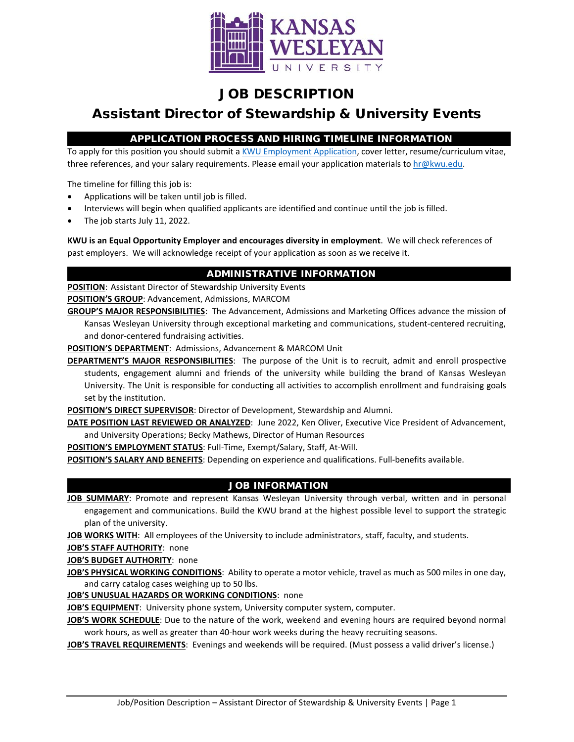# JOB DESCRIPTION

## Assistant Director of Stewardship & University Events

### APPLICATION PROCESS AND HIRING TIMELINE INFORMATION

To apply for this position you should submit a KWU Employment Application, cover letter, resume/curriculum vitae, three references, and your salary requirements. Please email your application materials to hr@kwu.edu.

The timeline for filling this job is:

- Applications will be taken until job is filled.
- Interviews will begin when qualified applicants are identified and continue until the job is filled.
- The job starts July 11, 2022.

**KWU is an Equal Opportunity Employer and encourages diversity in employment**. We will check references of past employers. We will acknowledge receipt of your application as soon as we receive it.

### ADMINISTRATIVE INFORMATION

**POSITION**: Assistant Director of Stewardship University Events

**POSITION'S GROUP**: Advancement, Admissions, MARCOM

**GROUP'S MAJOR RESPONSIBILITIES**: The Advancement, Admissions and Marketing Offices advance the mission of Kansas Wesleyan University through exceptional marketing and communications, student-centered recruiting, and donor-centered fundraising activities.

**POSITION'S DEPARTMENT**: Admissions, Advancement & MARCOM Unit

**DEPARTMENT'S MAJOR RESPONSIBILITIES**: The purpose of the Unit is to recruit, admit and enroll prospective students, engagement alumni and friends of the university while building the brand of Kansas Wesleyan University. The Unit is responsible for conducting all activities to accomplish enrollment and fundraising goals set by the institution.

**POSITION'S DIRECT SUPERVISOR**: Director of Development, Stewardship and Alumni.

**DATE POSITION LAST REVIEWED OR ANALYZED**: June 2022, Ken Oliver, Executive Vice President of Advancement, and University Operations; Becky Mathews, Director of Human Resources

**POSITION'S EMPLOYMENT STATUS**: Full-Time, Exempt/Salary, Staff, At-Will.

**POSITION'S SALARY AND BENEFITS**: Depending on experience and qualifications. Full-benefits available.

### JOB INFORMATION

**JOB SUMMARY**: Promote and represent Kansas Wesleyan University through verbal, written and in personal engagement and communications. Build the KWU brand at the highest possible level to support the strategic plan of the university.

**JOB WORKS WITH**: All employees of the University to include administrators, staff, faculty, and students.

**JOB'S STAFF AUTHORITY**: none

**JOB'S BUDGET AUTHORITY**: none

**JOB'S PHYSICAL WORKING CONDITIONS**: Ability to operate a motor vehicle, travel as much as 500 miles in one day, and carry catalog cases weighing up to 50 lbs.

**JOB'S UNUSUAL HAZARDS OR WORKING CONDITIONS**: none

**JOB'S EQUIPMENT**: University phone system, University computer system, computer.

**JOB'S WORK SCHEDULE**: Due to the nature of the work, weekend and evening hours are required beyond normal work hours, as well as greater than 40-hour work weeks during the heavy recruiting seasons.

**JOB'S TRAVEL REQUIREMENTS**: Evenings and weekends will be required. (Must possess a valid driver's license.)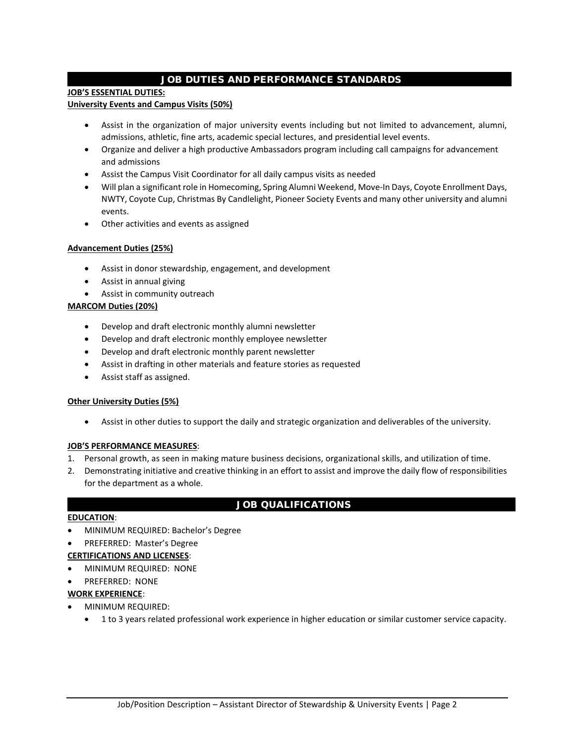## JOB DUTIES AND PERFORMANCE STANDARDS

**JOB'S ESSENTIAL DUTIES:**

**University Events and Campus Visits (50%)**

- Assist in the organization of major university events including but not limited to advancement, alumni, admissions, athletic, fine arts, academic special lectures, and presidential level events.
- Organize and deliver a high productive Ambassadors program including call campaigns for advancement and admissions
- Assist the Campus Visit Coordinator for all daily campus visits as needed
- Will plan a significant role in Homecoming, Spring Alumni Weekend, Move-In Days, Coyote Enrollment Days, NWTY, Coyote Cup, Christmas By Candlelight, Pioneer Society Events and many other university and alumni events.
- Other activities and events as assigned

**Advancement Duties (25%)**

- Assist in donor stewardship, engagement, and development
- Assist in annual giving
- Assist in community outreach

**MARCOM Duties (20%)**

- Develop and draft electronic monthly alumni newsletter
- Develop and draft electronic monthly employee newsletter
- Develop and draft electronic monthly parent newsletter
- Assist in drafting in other materials and feature stories as requested
- Assist staff as assigned.

**Other University Duties (5%)**

- Assist in other duties to support the daily and strategic organization and deliverables of the university.

**JOB'S PERFORMANCE MEASURES**:

1. Personal growth, as seen in making mature business decisions, organizational skills, and utilization of time.
2. Demonstrating initiative and creative thinking in an effort to assist and improve the daily flow of responsibilities for the department as a whole.

## JOB QUALIFICATIONS

**EDUCATION**:

- MINIMUM REQUIRED: Bachelor's Degree
- PREFERRED: Master's Degree

**CERTIFICATIONS AND LICENSES**:

- MINIMUM REQUIRED: NONE
- PREFERRED: NONE

**WORK EXPERIENCE**:

- MINIMUM REQUIRED:
  - 1 to 3 years related professional work experience in higher education or similar customer service capacity.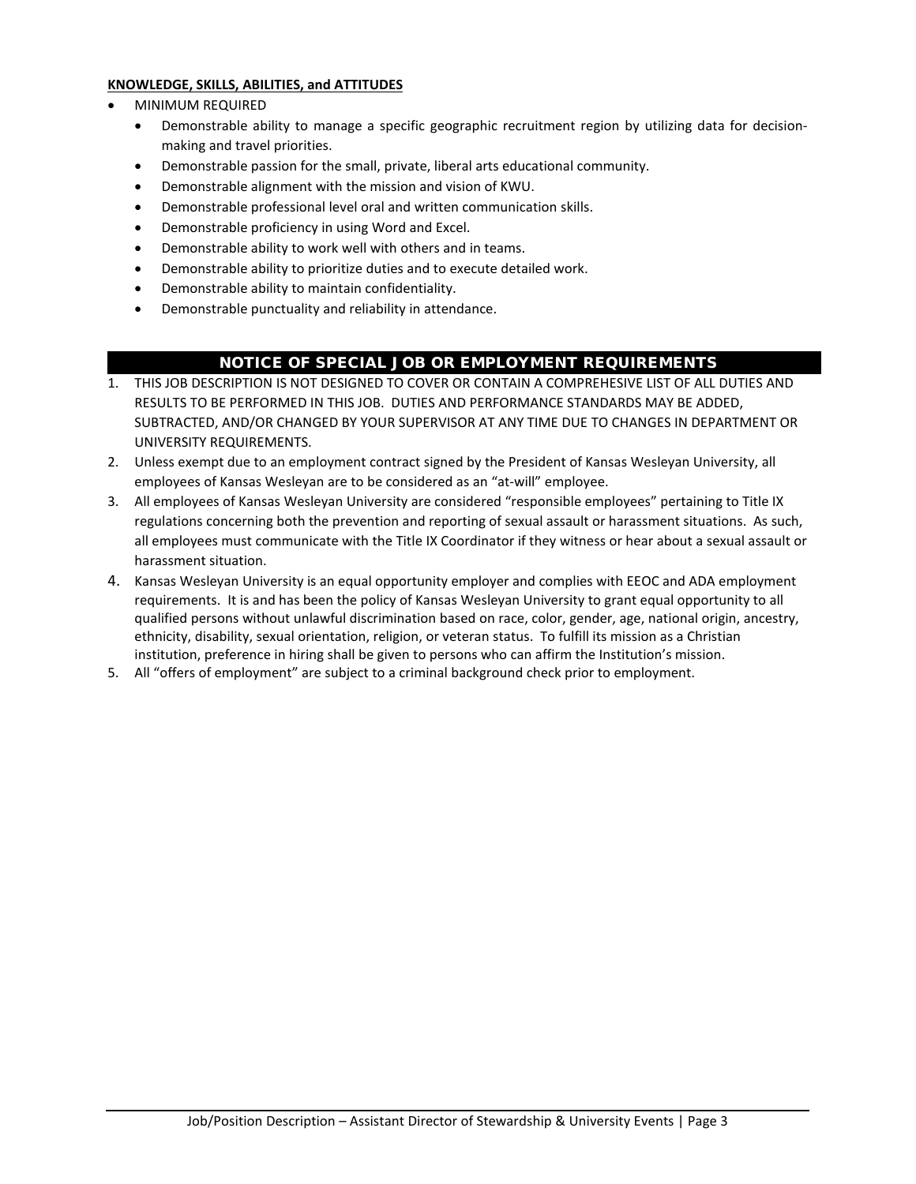**KNOWLEDGE, SKILLS, ABILITIES, and ATTITUDES**

- MINIMUM REQUIRED
  - Demonstrable ability to manage a specific geographic recruitment region by utilizing data for decision-making and travel priorities.
  - Demonstrable passion for the small, private, liberal arts educational community.
  - Demonstrable alignment with the mission and vision of KWU.
  - Demonstrable professional level oral and written communication skills.
  - Demonstrable proficiency in using Word and Excel.
  - Demonstrable ability to work well with others and in teams.
  - Demonstrable ability to prioritize duties and to execute detailed work.
  - Demonstrable ability to maintain confidentiality.
  - Demonstrable punctuality and reliability in attendance.

## NOTICE OF SPECIAL JOB OR EMPLOYMENT REQUIREMENTS

1. THIS JOB DESCRIPTION IS NOT DESIGNED TO COVER OR CONTAIN A COMPREHESIVE LIST OF ALL DUTIES AND RESULTS TO BE PERFORMED IN THIS JOB. DUTIES AND PERFORMANCE STANDARDS MAY BE ADDED, SUBTRACTED, AND/OR CHANGED BY YOUR SUPERVISOR AT ANY TIME DUE TO CHANGES IN DEPARTMENT OR UNIVERSITY REQUIREMENTS.
2. Unless exempt due to an employment contract signed by the President of Kansas Wesleyan University, all employees of Kansas Wesleyan are to be considered as an "at-will" employee.
3. All employees of Kansas Wesleyan University are considered "responsible employees" pertaining to Title IX regulations concerning both the prevention and reporting of sexual assault or harassment situations. As such, all employees must communicate with the Title IX Coordinator if they witness or hear about a sexual assault or harassment situation.
4. Kansas Wesleyan University is an equal opportunity employer and complies with EEOC and ADA employment requirements. It is and has been the policy of Kansas Wesleyan University to grant equal opportunity to all qualified persons without unlawful discrimination based on race, color, gender, age, national origin, ancestry, ethnicity, disability, sexual orientation, religion, or veteran status. To fulfill its mission as a Christian institution, preference in hiring shall be given to persons who can affirm the Institution's mission.
5. All "offers of employment" are subject to a criminal background check prior to employment.